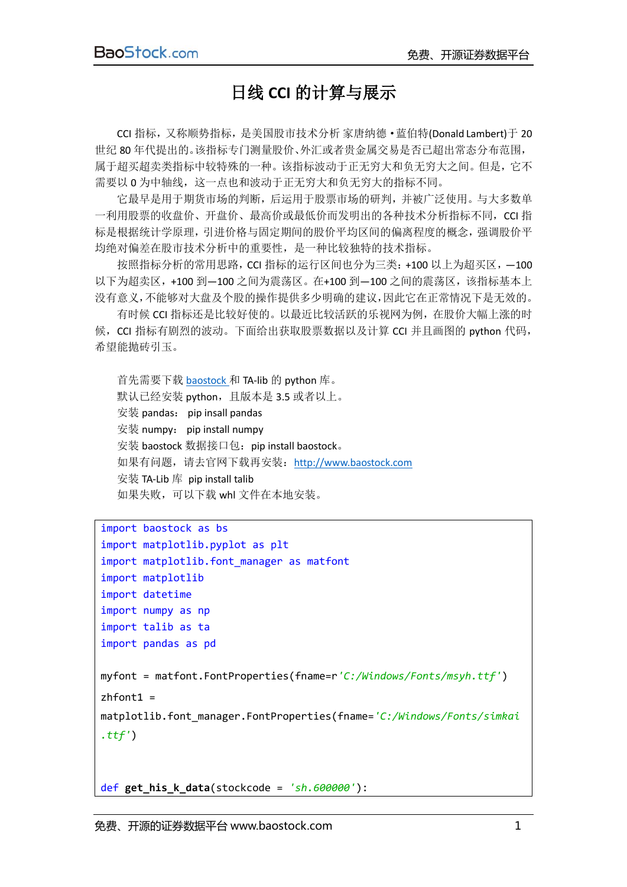# 日线 CCI 的计算与展示

CCI 指标，又称顺势指标，是美国股市技术分析 家唐纳德 • 蓝伯特(Donald Lambert)于 20 世纪 80 年代提出的。该指标专门测量股价、外汇或者贵金属交易是否已超出常态分布范围，属于超买超卖类指标中较特殊的一种。该指标波动于正无穷大和负无穷大之间。但是，它不需要以 0 为中轴线，这一点也和波动于正无穷大和负无穷大的指标不同。

它最早是用于期货市场的判断，后运用于股票市场的研判，并被广泛使用。与大多数单一利用股票的收盘价、开盘价、最高价或最低价而发明出的各种技术分析指标不同，CCI 指标是根据统计学原理，引进价格与固定期间的股价平均区间的偏离程度的概念，强调股价平均绝对偏差在股市技术分析中的重要性，是一种比较独特的技术指标。

按照指标分析的常用思路，CCI 指标的运行区间也分为三类：+100 以上为超买区，—100 以下为超卖区，+100 到—100 之间为震荡区。在+100 到—100 之间的震荡区，该指标基本上没有意义，不能够对大盘及个股的操作提供多少明确的建议，因此它在正常情况下是无效的。

有时候 CCI 指标还是比较好使的。以最近比较活跃的乐视网为例，在股价大幅上涨的时候，CCI 指标有剧烈的波动。下面给出获取股票数据以及计算 CCI 并且画图的 python 代码，希望能抛砖引玉。

首先需要下载 baostock 和 TA-lib 的 python 库。
默认已经安装 python，且版本是 3.5 或者以上。
安装 pandas： pip insall pandas
安装 numpy： pip install numpy
安装 baostock 数据接口包：pip install baostock。
如果有问题，请去官网下载再安装：http://www.baostock.com
安装 TA-Lib 库 pip install talib
如果失败，可以下载 whl 文件在本地安装。

```
import baostock as bs
import matplotlib.pyplot as plt
import matplotlib.font_manager as matfont
import matplotlib
import datetime
import numpy as np
import talib as ta
import pandas as pd

myfont = matfont.FontProperties(fname=r'C:/Windows/Fonts/msyh.ttf')
zhfont1 =
matplotlib.font_manager.FontProperties(fname='C:/Windows/Fonts/simkai
.ttf')


def get_his_k_data(stockcode = 'sh.600000'):
```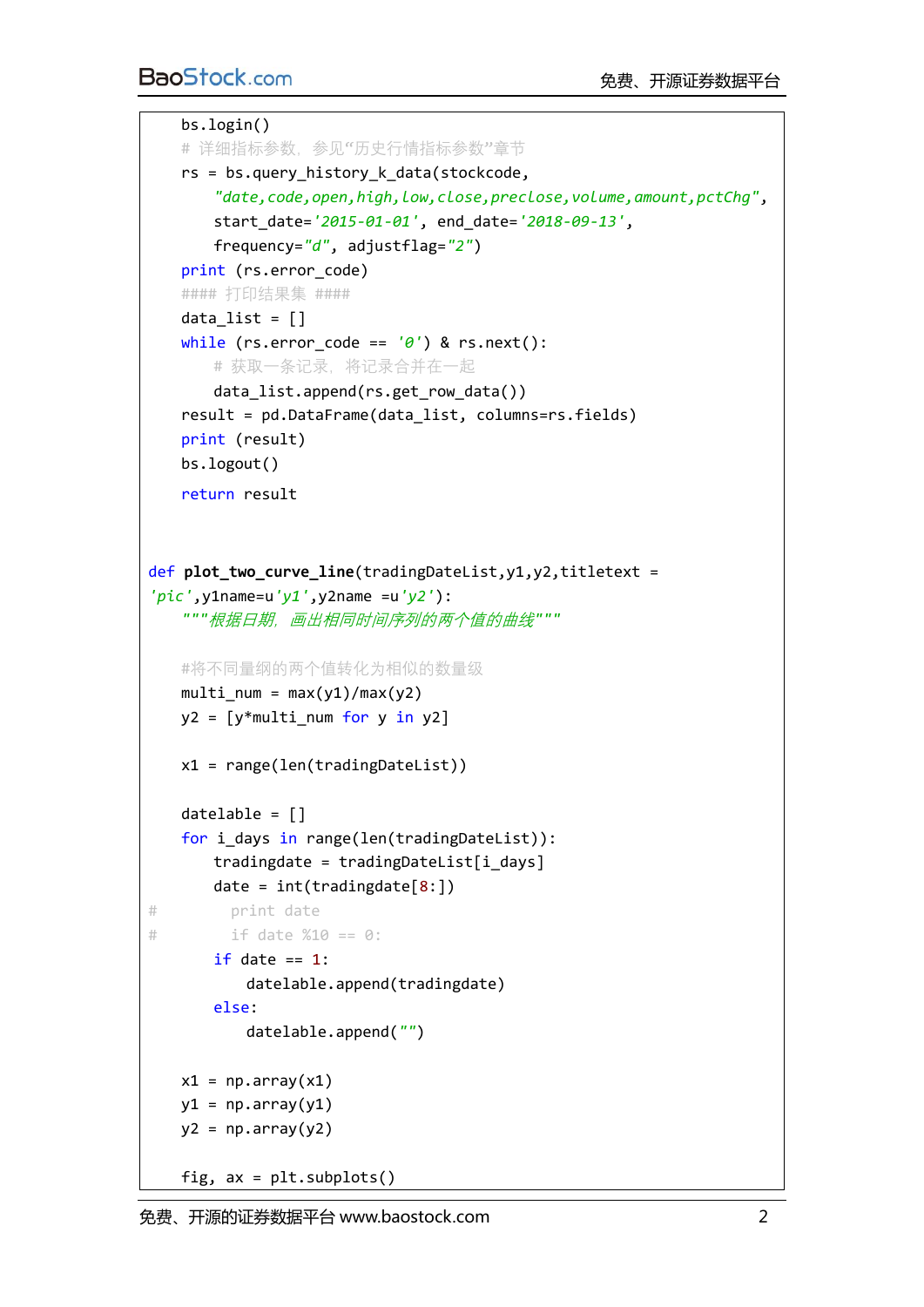```python
    bs.login()
    # 详细指标参数，参见“历史行情指标参数”章节
    rs = bs.query_history_k_data(stockcode,
        "date,code,open,high,low,close,preclose,volume,amount,pctChg",
        start_date='2015-01-01', end_date='2018-09-13',
        frequency="d", adjustflag="2")
    print (rs.error_code)
    #### 打印结果集 ####
    data_list = []
    while (rs.error_code == '0') & rs.next():
        # 获取一条记录，将记录合并在一起
        data_list.append(rs.get_row_data())
    result = pd.DataFrame(data_list, columns=rs.fields)
    print (result)
    bs.logout()

    return result


def plot_two_curve_line(tradingDateList,y1,y2,titletext =
'pic',y1name=u'y1',y2name =u'y2'):
    """根据日期，画出相同时间序列的两个值的曲线"""

    #将不同量纲的两个值转化为相似的数量级
    multi_num = max(y1)/max(y2)
    y2 = [y*multi_num for y in y2]

    x1 = range(len(tradingDateList))

    datelable = []
    for i_days in range(len(tradingDateList)):
        tradingdate = tradingDateList[i_days]
        date = int(tradingdate[8:])
#         print date
#         if date %10 == 0:
        if date == 1:
            datelable.append(tradingdate)
        else:
            datelable.append("")

    x1 = np.array(x1)
    y1 = np.array(y1)
    y2 = np.array(y2)

    fig, ax = plt.subplots()
```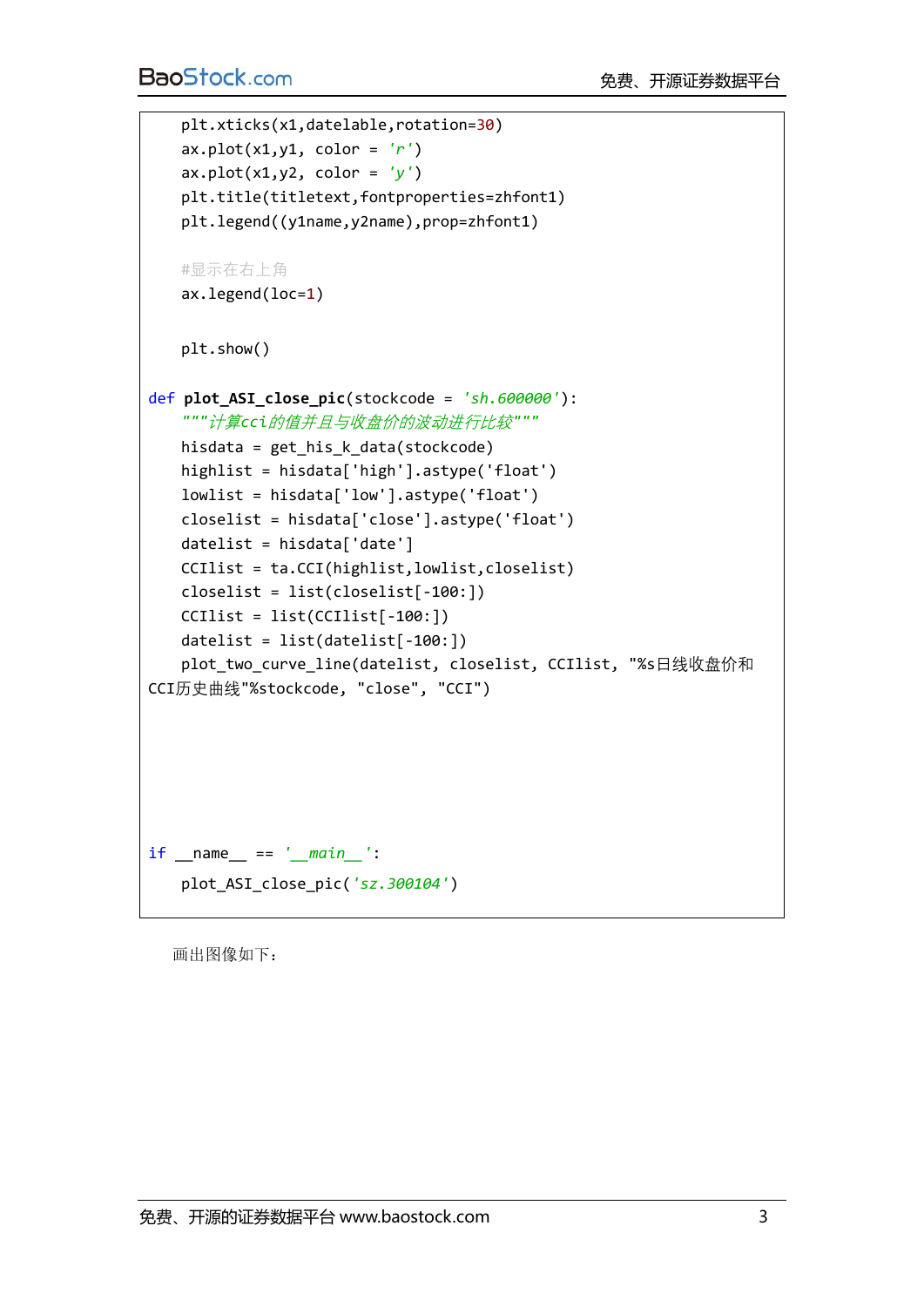```python
    plt.xticks(x1,datelable,rotation=30)
    ax.plot(x1,y1, color = 'r')
    ax.plot(x1,y2, color = 'y')
    plt.title(titletext,fontproperties=zhfont1)
    plt.legend((y1name,y2name),prop=zhfont1)

    #显示在右上角
    ax.legend(loc=1)

    plt.show()

def plot_ASI_close_pic(stockcode = 'sh.600000'):
    """计算cci的值并且与收盘价的波动进行比较"""
    hisdata = get_his_k_data(stockcode)
    highlist = hisdata['high'].astype('float')
    lowlist = hisdata['low'].astype('float')
    closelist = hisdata['close'].astype('float')
    datelist = hisdata['date']
    CCIlist = ta.CCI(highlist,lowlist,closelist)
    closelist = list(closelist[-100:])
    CCIlist = list(CCIlist[-100:])
    datelist = list(datelist[-100:])
    plot_two_curve_line(datelist, closelist, CCIlist, "%s日线收盘价和CCI历史曲线"%stockcode, "close", "CCI")




if __name__ == '__main__':
    plot_ASI_close_pic('sz.300104')
```

画出图像如下：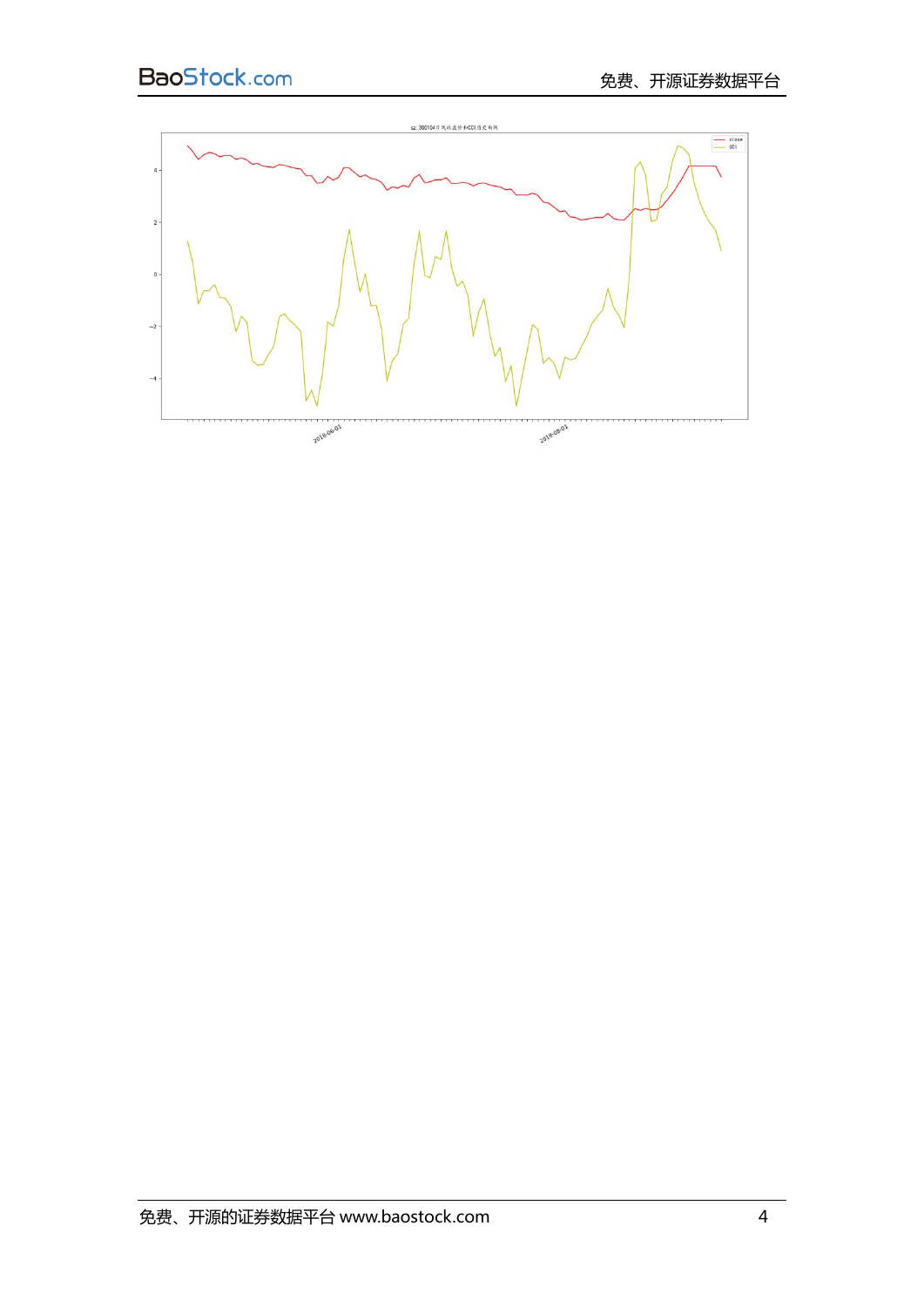sz.300104日线收盘价和CCI指定走势

close
CCI

4
2
0
−2
−4

2018-06-01
2018-08-01